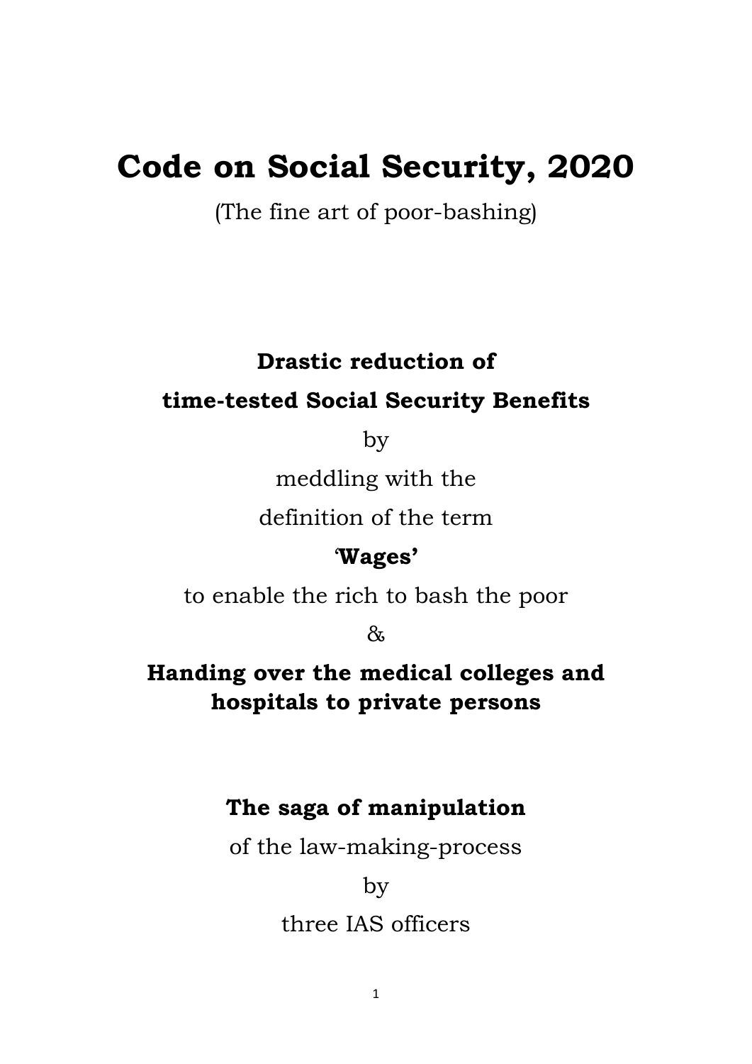# Code on Social Security, 2020

(The fine art of poor-bashing)

**Drastic reduction of**

**time-tested Social Security Benefits**

by

meddling with the

definition of the term

'**Wages'**

to enable the rich to bash the poor

&

**Handing over the medical colleges and hospitals to private persons**

**The saga of manipulation**

of the law-making-process

by

three IAS officers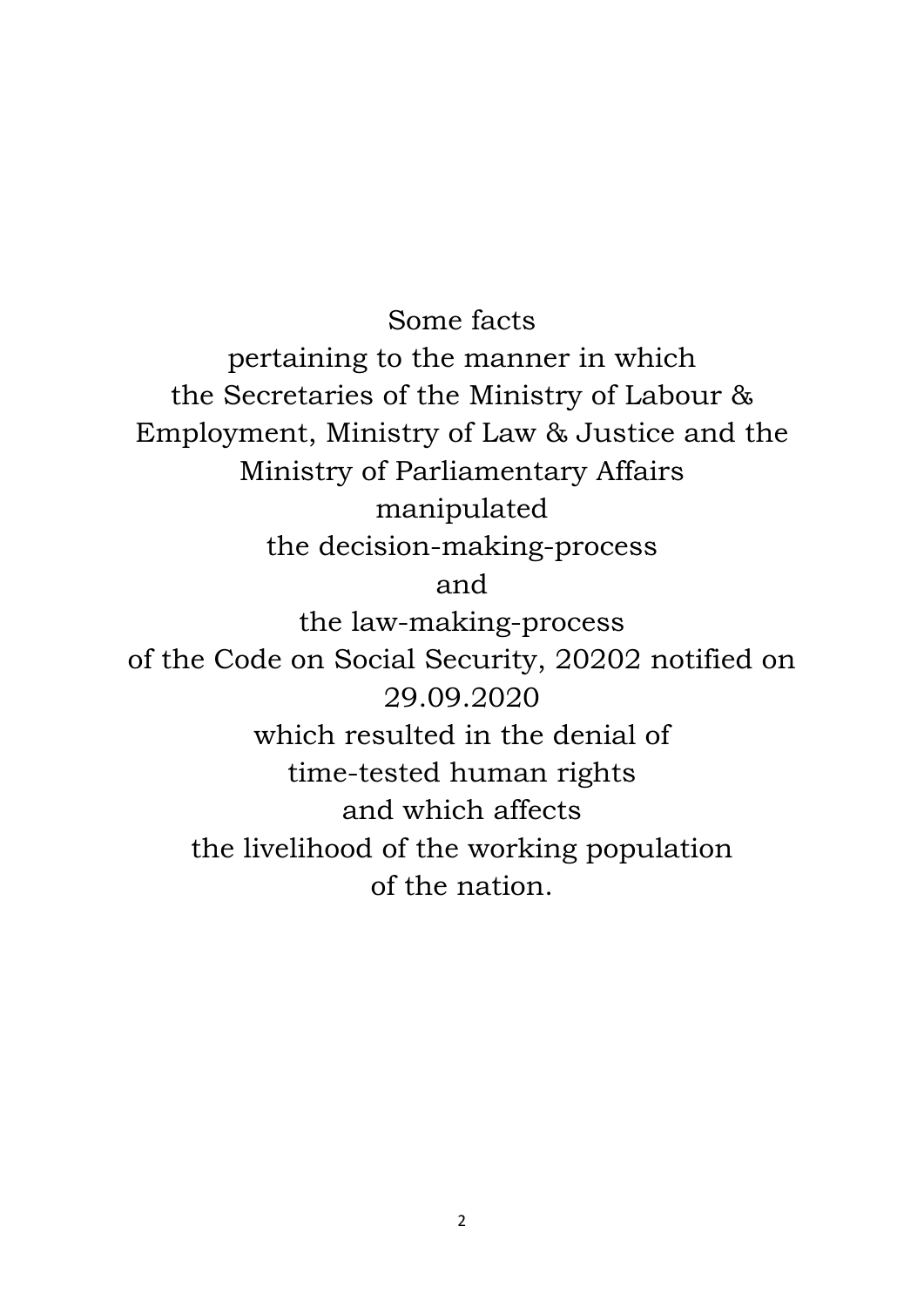Some facts
pertaining to the manner in which
the Secretaries of the Ministry of Labour & Employment, Ministry of Law & Justice and the Ministry of Parliamentary Affairs
manipulated
the decision-making-process
and
the law-making-process
of the Code on Social Security, 20202 notified on 29.09.2020
which resulted in the denial of
time-tested human rights
and which affects
the livelihood of the working population
of the nation.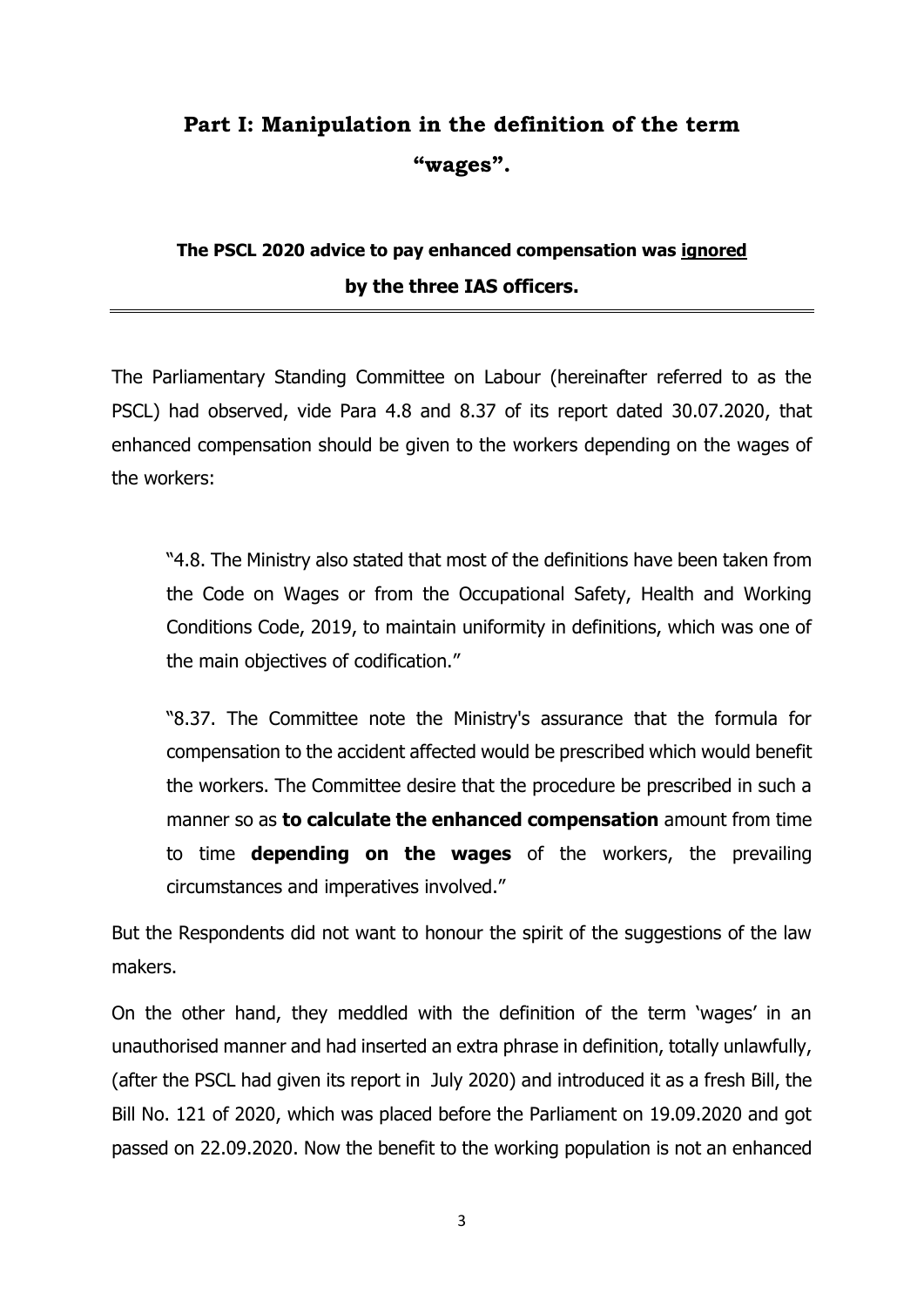# Part I: Manipulation in the definition of the term "wages".

## The PSCL 2020 advice to pay enhanced compensation was <u>ignored</u> by the three IAS officers.

---

The Parliamentary Standing Committee on Labour (hereinafter referred to as the PSCL) had observed, vide Para 4.8 and 8.37 of its report dated 30.07.2020, that enhanced compensation should be given to the workers depending on the wages of the workers:

> "4.8. The Ministry also stated that most of the definitions have been taken from the Code on Wages or from the Occupational Safety, Health and Working Conditions Code, 2019, to maintain uniformity in definitions, which was one of the main objectives of codification."
>
> "8.37. The Committee note the Ministry's assurance that the formula for compensation to the accident affected would be prescribed which would benefit the workers. The Committee desire that the procedure be prescribed in such a manner so as **to calculate the enhanced compensation** amount from time to time **depending on the wages** of the workers, the prevailing circumstances and imperatives involved."

But the Respondents did not want to honour the spirit of the suggestions of the law makers.

On the other hand, they meddled with the definition of the term 'wages' in an unauthorised manner and had inserted an extra phrase in definition, totally unlawfully, (after the PSCL had given its report in July 2020) and introduced it as a fresh Bill, the Bill No. 121 of 2020, which was placed before the Parliament on 19.09.2020 and got passed on 22.09.2020. Now the benefit to the working population is not an enhanced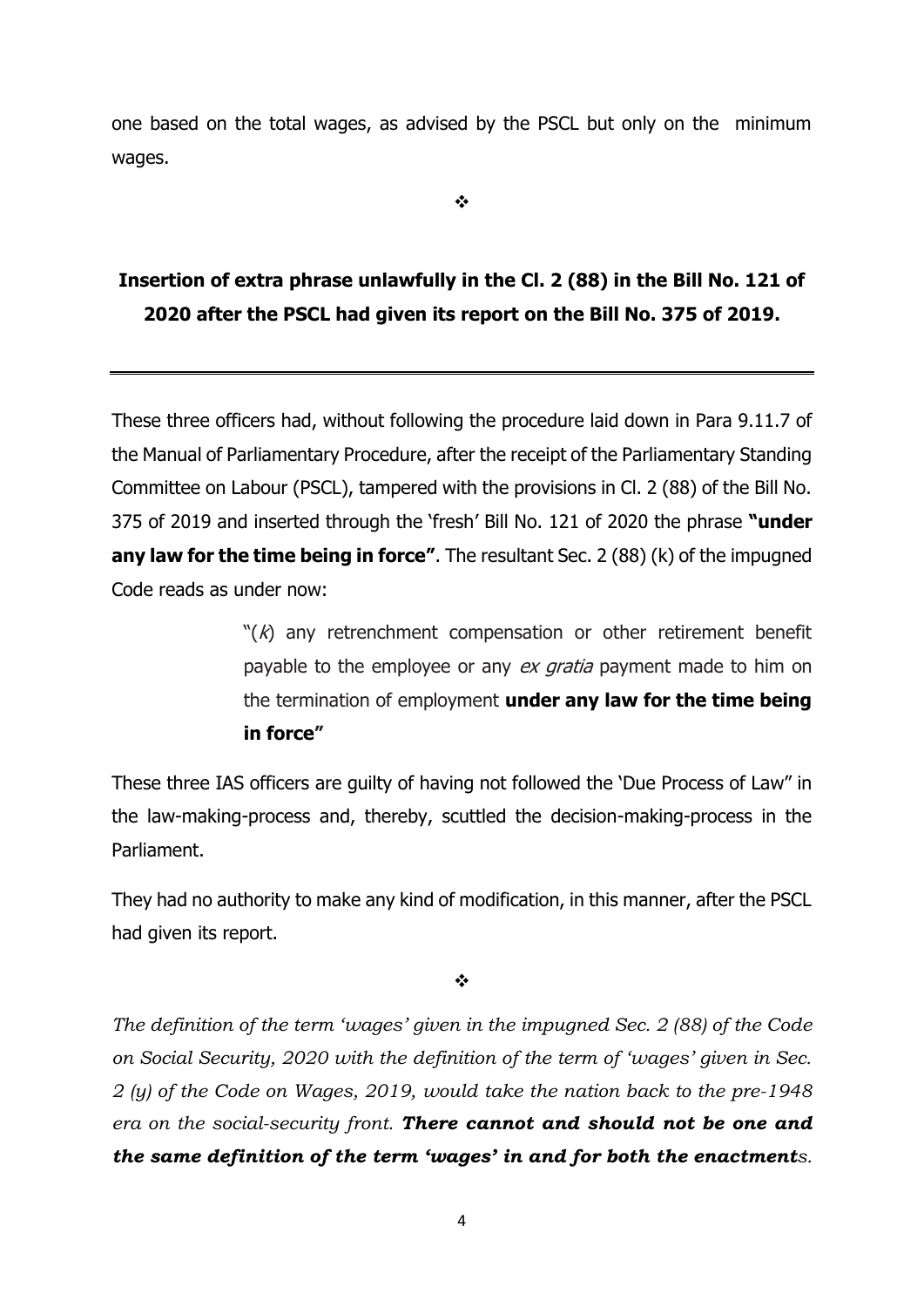one based on the total wages, as advised by the PSCL but only on the minimum wages.

❖

**Insertion of extra phrase unlawfully in the Cl. 2 (88) in the Bill No. 121 of 2020 after the PSCL had given its report on the Bill No. 375 of 2019.**

---

These three officers had, without following the procedure laid down in Para 9.11.7 of the Manual of Parliamentary Procedure, after the receipt of the Parliamentary Standing Committee on Labour (PSCL), tampered with the provisions in Cl. 2 (88) of the Bill No. 375 of 2019 and inserted through the 'fresh' Bill No. 121 of 2020 the phrase **"under any law for the time being in force"**. The resultant Sec. 2 (88) (k) of the impugned Code reads as under now:

> "(*k*) any retrenchment compensation or other retirement benefit payable to the employee or any *ex gratia* payment made to him on the termination of employment **under any law for the time being in force"**

These three IAS officers are guilty of having not followed the 'Due Process of Law" in the law-making-process and, thereby, scuttled the decision-making-process in the Parliament.

They had no authority to make any kind of modification, in this manner, after the PSCL had given its report.

❖

*The definition of the term 'wages' given in the impugned Sec. 2 (88) of the Code on Social Security, 2020 with the definition of the term of 'wages' given in Sec. 2 (y) of the Code on Wages, 2019, would take the nation back to the pre-1948 era on the social-security front.* ***There cannot and should not be one and the same definition of the term 'wages' in and for both the enactments.***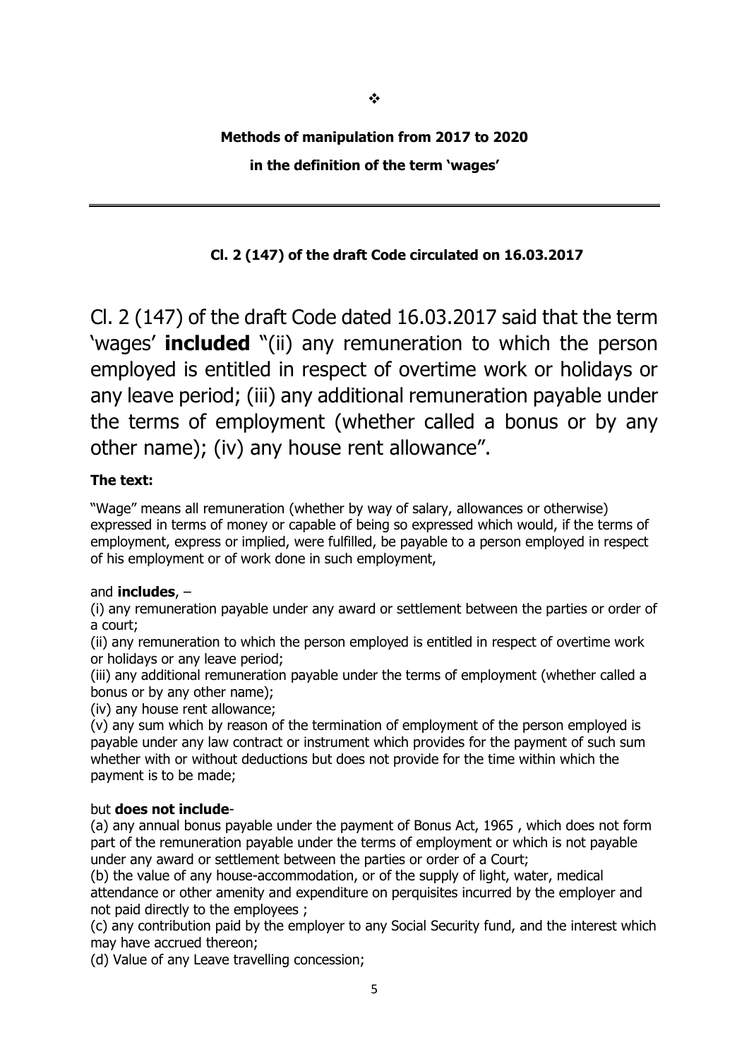❖

## Methods of manipulation from 2017 to 2020

## in the definition of the term 'wages'

---

### Cl. 2 (147) of the draft Code circulated on 16.03.2017

Cl. 2 (147) of the draft Code dated 16.03.2017 said that the term 'wages' **included** "(ii) any remuneration to which the person employed is entitled in respect of overtime work or holidays or any leave period; (iii) any additional remuneration payable under the terms of employment (whether called a bonus or by any other name); (iv) any house rent allowance".

**The text:**

"Wage" means all remuneration (whether by way of salary, allowances or otherwise) expressed in terms of money or capable of being so expressed which would, if the terms of employment, express or implied, were fulfilled, be payable to a person employed in respect of his employment or of work done in such employment,

and **includes**, –

(i) any remuneration payable under any award or settlement between the parties or order of a court;

(ii) any remuneration to which the person employed is entitled in respect of overtime work or holidays or any leave period;

(iii) any additional remuneration payable under the terms of employment (whether called a bonus or by any other name);

(iv) any house rent allowance;

(v) any sum which by reason of the termination of employment of the person employed is payable under any law contract or instrument which provides for the payment of such sum whether with or without deductions but does not provide for the time within which the payment is to be made;

but **does not include**-

(a) any annual bonus payable under the payment of Bonus Act, 1965 , which does not form part of the remuneration payable under the terms of employment or which is not payable under any award or settlement between the parties or order of a Court;

(b) the value of any house-accommodation, or of the supply of light, water, medical attendance or other amenity and expenditure on perquisites incurred by the employer and not paid directly to the employees ;

(c) any contribution paid by the employer to any Social Security fund, and the interest which may have accrued thereon;

(d) Value of any Leave travelling concession;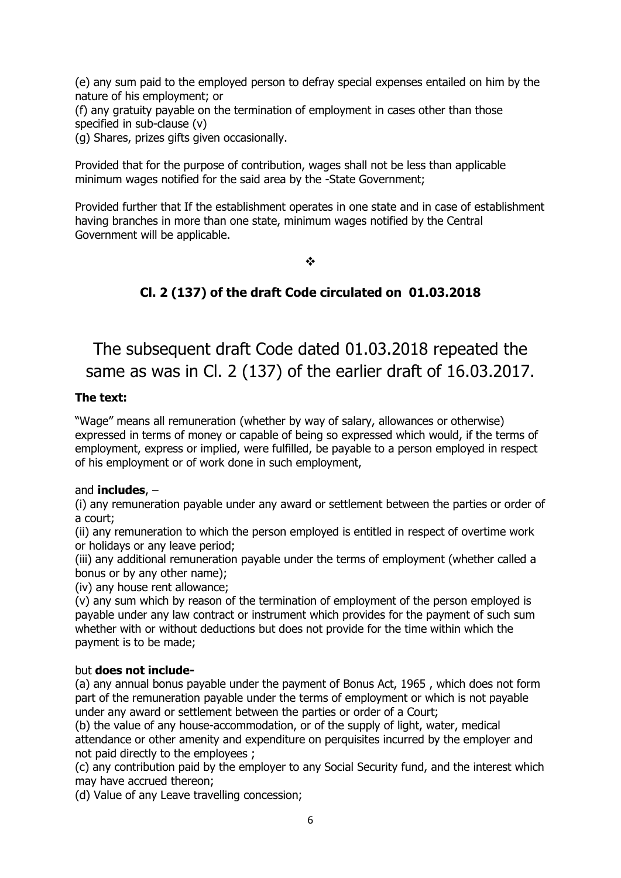(e) any sum paid to the employed person to defray special expenses entailed on him by the nature of his employment; or

(f) any gratuity payable on the termination of employment in cases other than those specified in sub-clause (v)

(g) Shares, prizes gifts given occasionally.

Provided that for the purpose of contribution, wages shall not be less than applicable minimum wages notified for the said area by the -State Government;

Provided further that If the establishment operates in one state and in case of establishment having branches in more than one state, minimum wages notified by the Central Government will be applicable.

❖

### Cl. 2 (137) of the draft Code circulated on 01.03.2018

# The subsequent draft Code dated 01.03.2018 repeated the same as was in Cl. 2 (137) of the earlier draft of 16.03.2017.

**The text:**

"Wage" means all remuneration (whether by way of salary, allowances or otherwise) expressed in terms of money or capable of being so expressed which would, if the terms of employment, express or implied, were fulfilled, be payable to a person employed in respect of his employment or of work done in such employment,

and **includes**, –

(i) any remuneration payable under any award or settlement between the parties or order of a court;

(ii) any remuneration to which the person employed is entitled in respect of overtime work or holidays or any leave period;

(iii) any additional remuneration payable under the terms of employment (whether called a bonus or by any other name);

(iv) any house rent allowance;

(v) any sum which by reason of the termination of employment of the person employed is payable under any law contract or instrument which provides for the payment of such sum whether with or without deductions but does not provide for the time within which the payment is to be made;

but **does not include-**

(a) any annual bonus payable under the payment of Bonus Act, 1965 , which does not form part of the remuneration payable under the terms of employment or which is not payable under any award or settlement between the parties or order of a Court;

(b) the value of any house-accommodation, or of the supply of light, water, medical attendance or other amenity and expenditure on perquisites incurred by the employer and not paid directly to the employees ;

(c) any contribution paid by the employer to any Social Security fund, and the interest which may have accrued thereon;

(d) Value of any Leave travelling concession;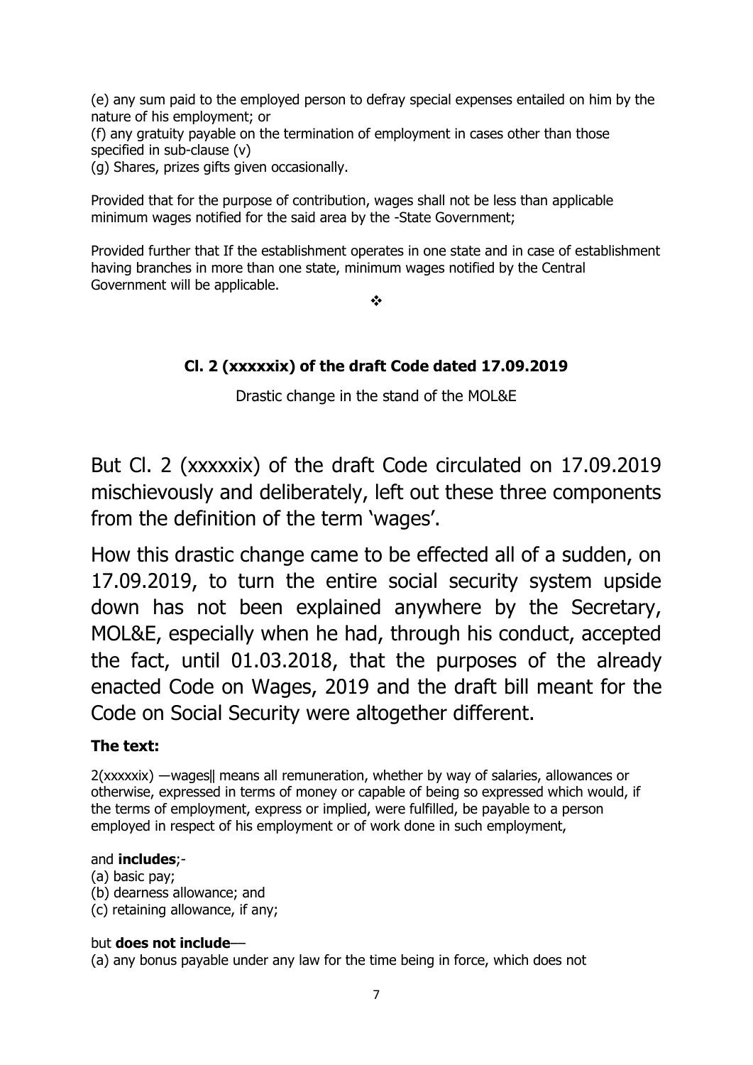(e) any sum paid to the employed person to defray special expenses entailed on him by the nature of his employment; or

(f) any gratuity payable on the termination of employment in cases other than those specified in sub-clause (v)

(g) Shares, prizes gifts given occasionally.

Provided that for the purpose of contribution, wages shall not be less than applicable minimum wages notified for the said area by the -State Government;

Provided further that If the establishment operates in one state and in case of establishment having branches in more than one state, minimum wages notified by the Central Government will be applicable.

❖

### Cl. 2 (xxxxxix) of the draft Code dated 17.09.2019

Drastic change in the stand of the MOL&E

But Cl. 2 (xxxxxix) of the draft Code circulated on 17.09.2019 mischievously and deliberately, left out these three components from the definition of the term 'wages'.

How this drastic change came to be effected all of a sudden, on 17.09.2019, to turn the entire social security system upside down has not been explained anywhere by the Secretary, MOL&E, especially when he had, through his conduct, accepted the fact, until 01.03.2018, that the purposes of the already enacted Code on Wages, 2019 and the draft bill meant for the Code on Social Security were altogether different.

**The text:**

2(xxxxxix) ―wages‖ means all remuneration, whether by way of salaries, allowances or otherwise, expressed in terms of money or capable of being so expressed which would, if the terms of employment, express or implied, were fulfilled, be payable to a person employed in respect of his employment or of work done in such employment,

and **includes**;-

(a) basic pay;

(b) dearness allowance; and

(c) retaining allowance, if any;

but **does not include**—

(a) any bonus payable under any law for the time being in force, which does not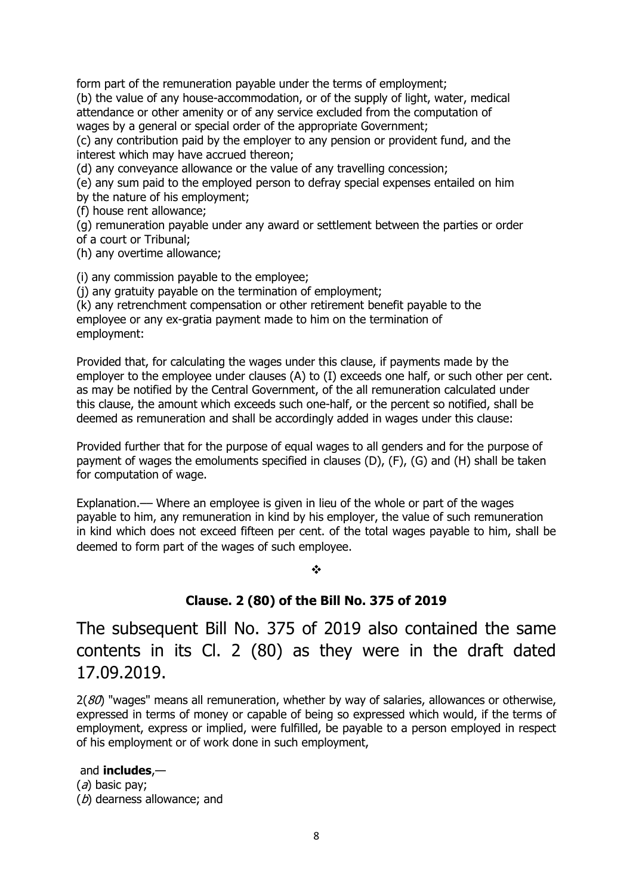form part of the remuneration payable under the terms of employment;
(b) the value of any house-accommodation, or of the supply of light, water, medical attendance or other amenity or of any service excluded from the computation of wages by a general or special order of the appropriate Government;
(c) any contribution paid by the employer to any pension or provident fund, and the interest which may have accrued thereon;
(d) any conveyance allowance or the value of any travelling concession;
(e) any sum paid to the employed person to defray special expenses entailed on him by the nature of his employment;
(f) house rent allowance;
(g) remuneration payable under any award or settlement between the parties or order of a court or Tribunal;
(h) any overtime allowance;

(i) any commission payable to the employee;
(j) any gratuity payable on the termination of employment;
(k) any retrenchment compensation or other retirement benefit payable to the employee or any ex-gratia payment made to him on the termination of employment:

Provided that, for calculating the wages under this clause, if payments made by the employer to the employee under clauses (A) to (I) exceeds one half, or such other per cent. as may be notified by the Central Government, of the all remuneration calculated under this clause, the amount which exceeds such one-half, or the percent so notified, shall be deemed as remuneration and shall be accordingly added in wages under this clause:

Provided further that for the purpose of equal wages to all genders and for the purpose of payment of wages the emoluments specified in clauses (D), (F), (G) and (H) shall be taken for computation of wage.

Explanation.— Where an employee is given in lieu of the whole or part of the wages payable to him, any remuneration in kind by his employer, the value of such remuneration in kind which does not exceed fifteen per cent. of the total wages payable to him, shall be deemed to form part of the wages of such employee.

❖

### Clause. 2 (80) of the Bill No. 375 of 2019

The subsequent Bill No. 375 of 2019 also contained the same contents in its Cl. 2 (80) as they were in the draft dated 17.09.2019.

2(*80*) "wages" means all remuneration, whether by way of salaries, allowances or otherwise, expressed in terms of money or capable of being so expressed which would, if the terms of employment, express or implied, were fulfilled, be payable to a person employed in respect of his employment or of work done in such employment,

and **includes**,—
(*a*) basic pay;
(*b*) dearness allowance; and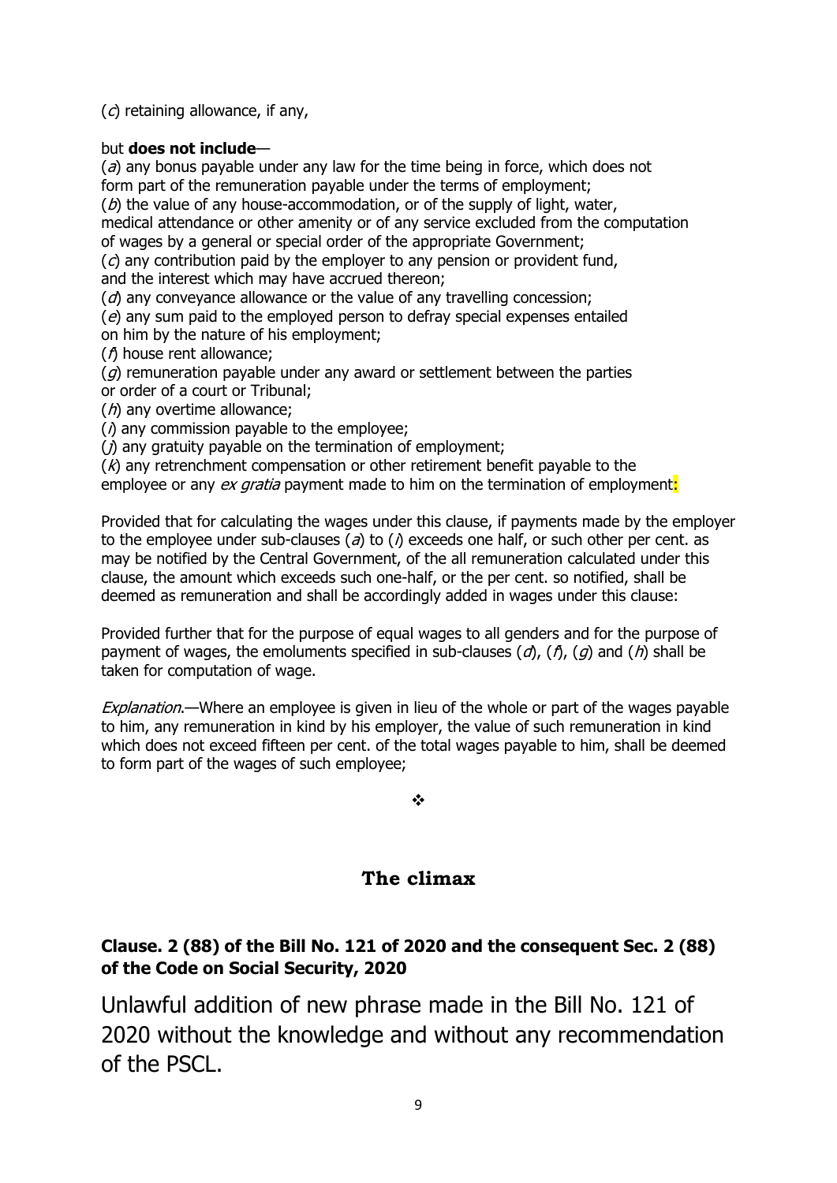(*c*) retaining allowance, if any,

but **does not include**—

(*a*) any bonus payable under any law for the time being in force, which does not form part of the remuneration payable under the terms of employment;
(*b*) the value of any house-accommodation, or of the supply of light, water, medical attendance or other amenity or of any service excluded from the computation of wages by a general or special order of the appropriate Government;
(*c*) any contribution paid by the employer to any pension or provident fund, and the interest which may have accrued thereon;
(*d*) any conveyance allowance or the value of any travelling concession;
(*e*) any sum paid to the employed person to defray special expenses entailed on him by the nature of his employment;
(*f*) house rent allowance;
(*g*) remuneration payable under any award or settlement between the parties or order of a court or Tribunal;
(*h*) any overtime allowance;
(*i*) any commission payable to the employee;
(*j*) any gratuity payable on the termination of employment;
(*k*) any retrenchment compensation or other retirement benefit payable to the employee or any *ex gratia* payment made to him on the termination of employment:

Provided that for calculating the wages under this clause, if payments made by the employer to the employee under sub-clauses (*a*) to (*i*) exceeds one half, or such other per cent. as may be notified by the Central Government, of the all remuneration calculated under this clause, the amount which exceeds such one-half, or the per cent. so notified, shall be deemed as remuneration and shall be accordingly added in wages under this clause:

Provided further that for the purpose of equal wages to all genders and for the purpose of payment of wages, the emoluments specified in sub-clauses (*d*), (*f*), (*g*) and (*h*) shall be taken for computation of wage.

*Explanation*.—Where an employee is given in lieu of the whole or part of the wages payable to him, any remuneration in kind by his employer, the value of such remuneration in kind which does not exceed fifteen per cent. of the total wages payable to him, shall be deemed to form part of the wages of such employee;

❖

## The climax

### Clause. 2 (88) of the Bill No. 121 of 2020 and the consequent Sec. 2 (88) of the Code on Social Security, 2020

Unlawful addition of new phrase made in the Bill No. 121 of 2020 without the knowledge and without any recommendation of the PSCL.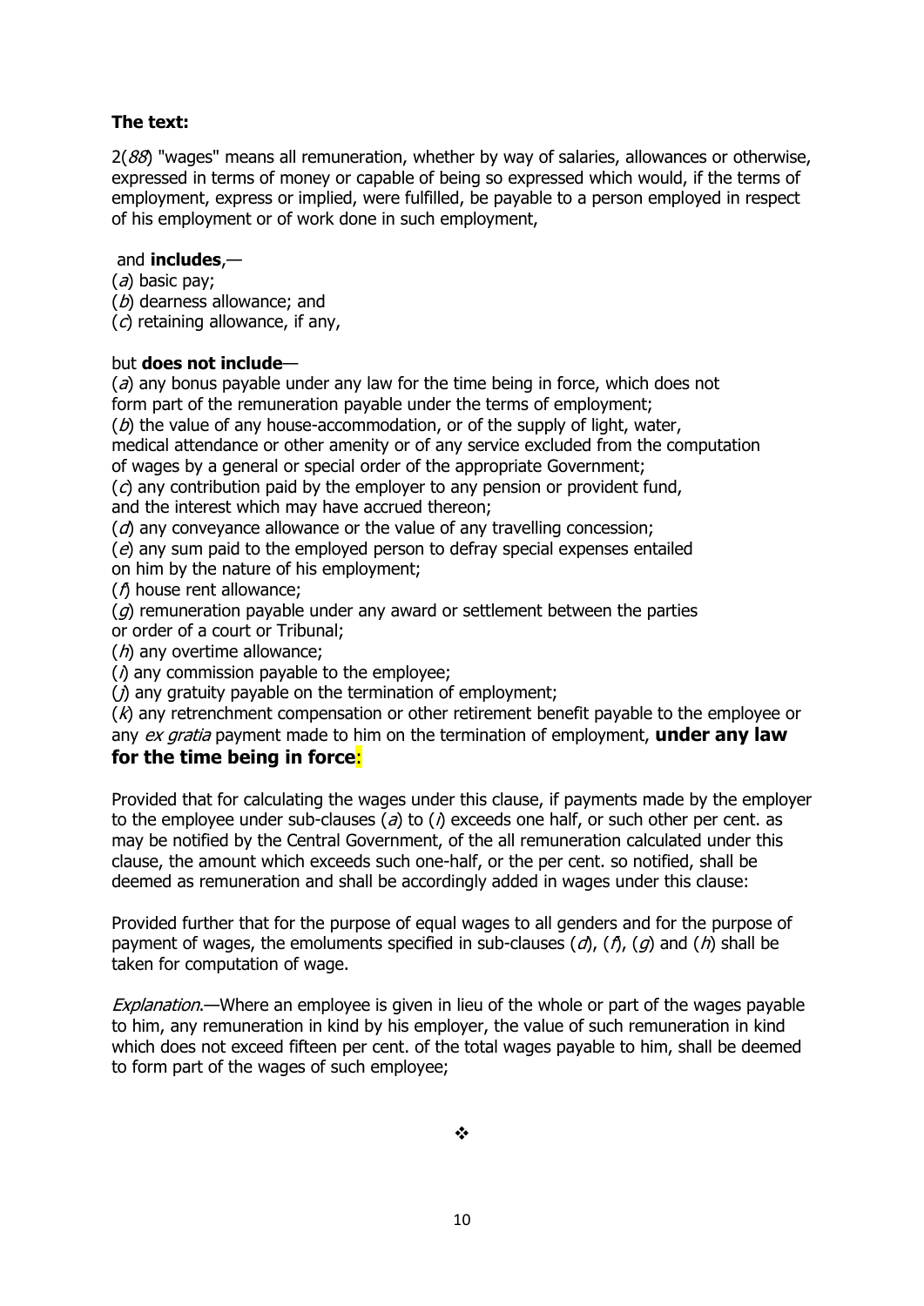**The text:**

2(*88*) "wages" means all remuneration, whether by way of salaries, allowances or otherwise, expressed in terms of money or capable of being so expressed which would, if the terms of employment, express or implied, were fulfilled, be payable to a person employed in respect of his employment or of work done in such employment,

and **includes**,—

(*a*) basic pay;
(*b*) dearness allowance; and
(*c*) retaining allowance, if any,

but **does not include**—

(*a*) any bonus payable under any law for the time being in force, which does not form part of the remuneration payable under the terms of employment;
(*b*) the value of any house-accommodation, or of the supply of light, water, medical attendance or other amenity or of any service excluded from the computation of wages by a general or special order of the appropriate Government;
(*c*) any contribution paid by the employer to any pension or provident fund, and the interest which may have accrued thereon;
(*d*) any conveyance allowance or the value of any travelling concession;
(*e*) any sum paid to the employed person to defray special expenses entailed on him by the nature of his employment;
(*f*) house rent allowance;
(*g*) remuneration payable under any award or settlement between the parties or order of a court or Tribunal;
(*h*) any overtime allowance;
(*i*) any commission payable to the employee;
(*j*) any gratuity payable on the termination of employment;
(*k*) any retrenchment compensation or other retirement benefit payable to the employee or any *ex gratia* payment made to him on the termination of employment, **under any law for the time being in force:**

Provided that for calculating the wages under this clause, if payments made by the employer to the employee under sub-clauses (*a*) to (*i*) exceeds one half, or such other per cent. as may be notified by the Central Government, of the all remuneration calculated under this clause, the amount which exceeds such one-half, or the per cent. so notified, shall be deemed as remuneration and shall be accordingly added in wages under this clause:

Provided further that for the purpose of equal wages to all genders and for the purpose of payment of wages, the emoluments specified in sub-clauses (*d*), (*f*), (*g*) and (*h*) shall be taken for computation of wage.

*Explanation*.—Where an employee is given in lieu of the whole or part of the wages payable to him, any remuneration in kind by his employer, the value of such remuneration in kind which does not exceed fifteen per cent. of the total wages payable to him, shall be deemed to form part of the wages of such employee;

❖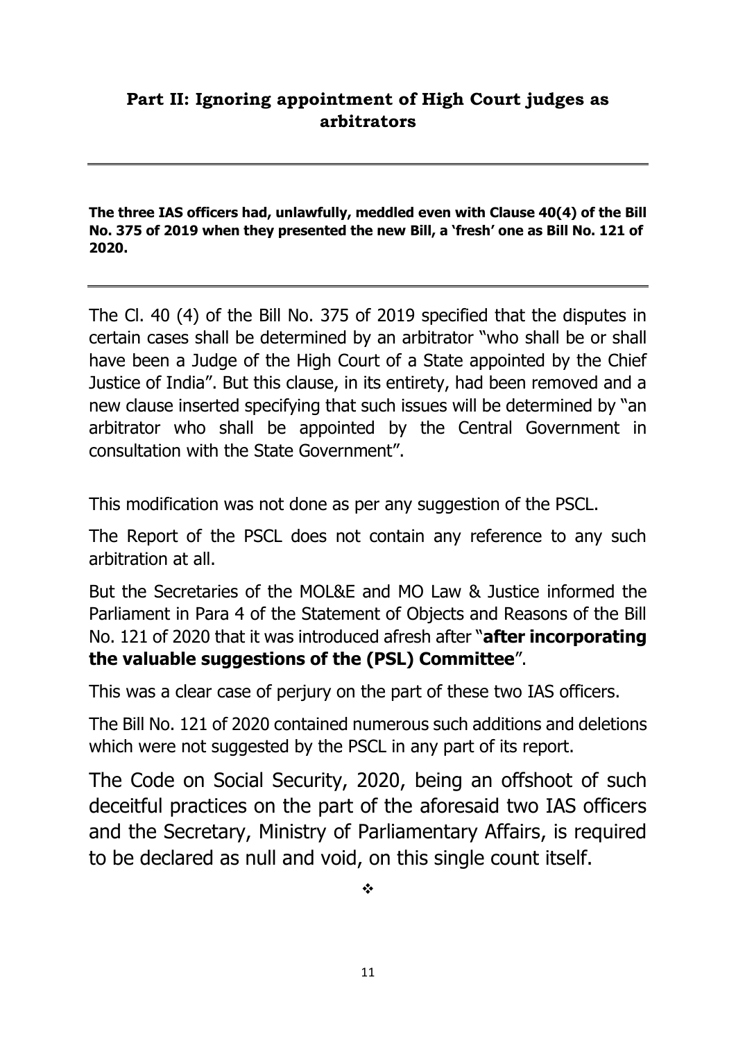## Part II: Ignoring appointment of High Court judges as arbitrators

---

**The three IAS officers had, unlawfully, meddled even with Clause 40(4) of the Bill No. 375 of 2019 when they presented the new Bill, a 'fresh' one as Bill No. 121 of 2020.**

---

The Cl. 40 (4) of the Bill No. 375 of 2019 specified that the disputes in certain cases shall be determined by an arbitrator "who shall be or shall have been a Judge of the High Court of a State appointed by the Chief Justice of India". But this clause, in its entirety, had been removed and a new clause inserted specifying that such issues will be determined by "an arbitrator who shall be appointed by the Central Government in consultation with the State Government".

This modification was not done as per any suggestion of the PSCL.

The Report of the PSCL does not contain any reference to any such arbitration at all.

But the Secretaries of the MOL&E and MO Law & Justice informed the Parliament in Para 4 of the Statement of Objects and Reasons of the Bill No. 121 of 2020 that it was introduced afresh after "**after incorporating the valuable suggestions of the (PSL) Committee**".

This was a clear case of perjury on the part of these two IAS officers.

The Bill No. 121 of 2020 contained numerous such additions and deletions which were not suggested by the PSCL in any part of its report.

The Code on Social Security, 2020, being an offshoot of such deceitful practices on the part of the aforesaid two IAS officers and the Secretary, Ministry of Parliamentary Affairs, is required to be declared as null and void, on this single count itself.

❖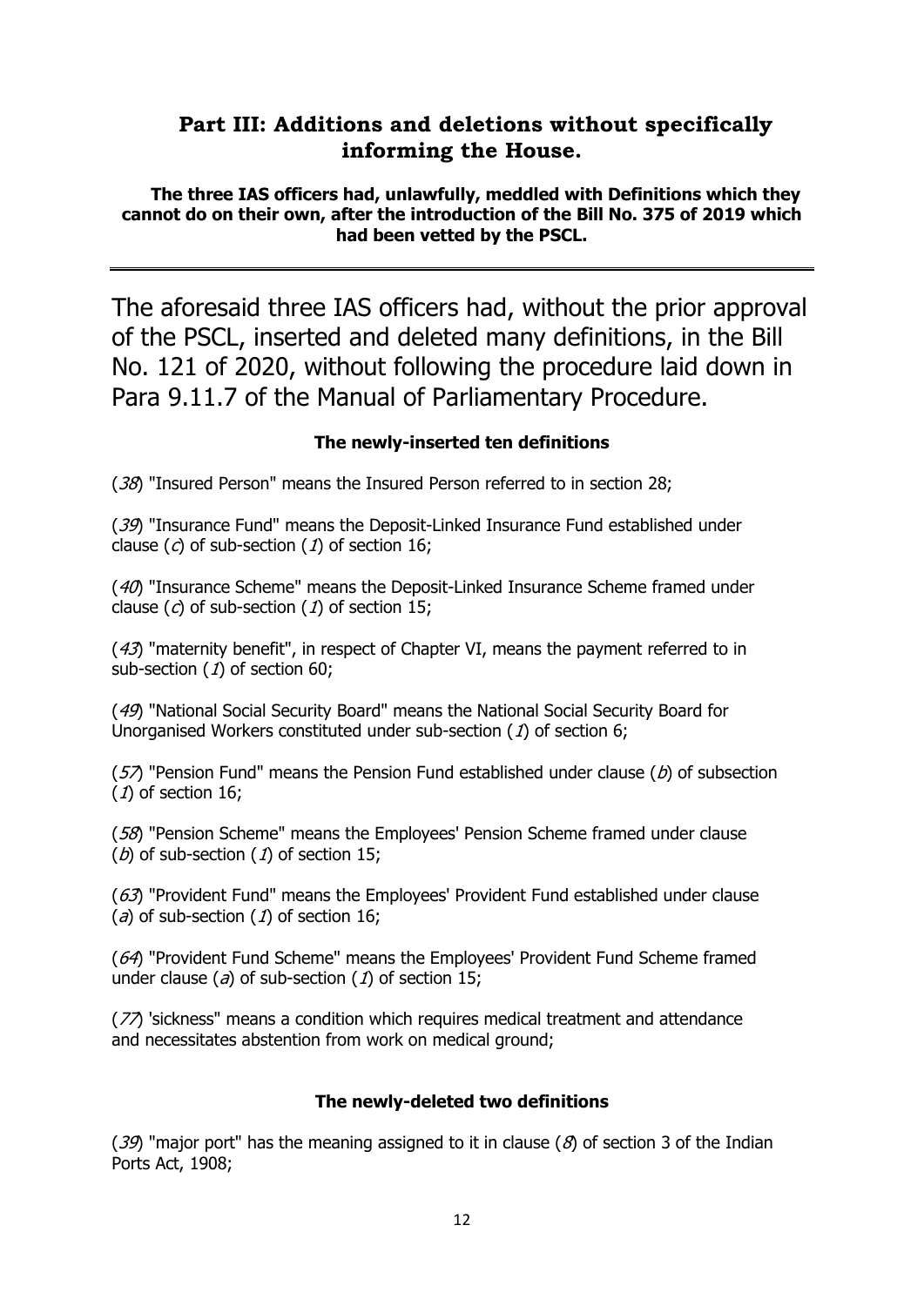## Part III: Additions and deletions without specifically informing the House.

**The three IAS officers had, unlawfully, meddled with Definitions which they cannot do on their own, after the introduction of the Bill No. 375 of 2019 which had been vetted by the PSCL.**

---

The aforesaid three IAS officers had, without the prior approval of the PSCL, inserted and deleted many definitions, in the Bill No. 121 of 2020, without following the procedure laid down in Para 9.11.7 of the Manual of Parliamentary Procedure.

**The newly-inserted ten definitions**

(*38*) "Insured Person" means the Insured Person referred to in section 28;

(*39*) "Insurance Fund" means the Deposit-Linked Insurance Fund established under clause (*c*) of sub-section (*1*) of section 16;

(*40*) "Insurance Scheme" means the Deposit-Linked Insurance Scheme framed under clause (*c*) of sub-section (*1*) of section 15;

(*43*) "maternity benefit", in respect of Chapter VI, means the payment referred to in sub-section (*1*) of section 60;

(*49*) "National Social Security Board" means the National Social Security Board for Unorganised Workers constituted under sub-section (*1*) of section 6;

(*57*) "Pension Fund" means the Pension Fund established under clause (*b*) of subsection (*1*) of section 16;

(*58*) "Pension Scheme" means the Employees' Pension Scheme framed under clause (*b*) of sub-section (*1*) of section 15;

(*63*) "Provident Fund" means the Employees' Provident Fund established under clause (*a*) of sub-section (*1*) of section 16;

(*64*) "Provident Fund Scheme" means the Employees' Provident Fund Scheme framed under clause (*a*) of sub-section (*1*) of section 15;

(*77*) 'sickness" means a condition which requires medical treatment and attendance and necessitates abstention from work on medical ground;

**The newly-deleted two definitions**

(*39*) "major port" has the meaning assigned to it in clause (*8*) of section 3 of the Indian Ports Act, 1908;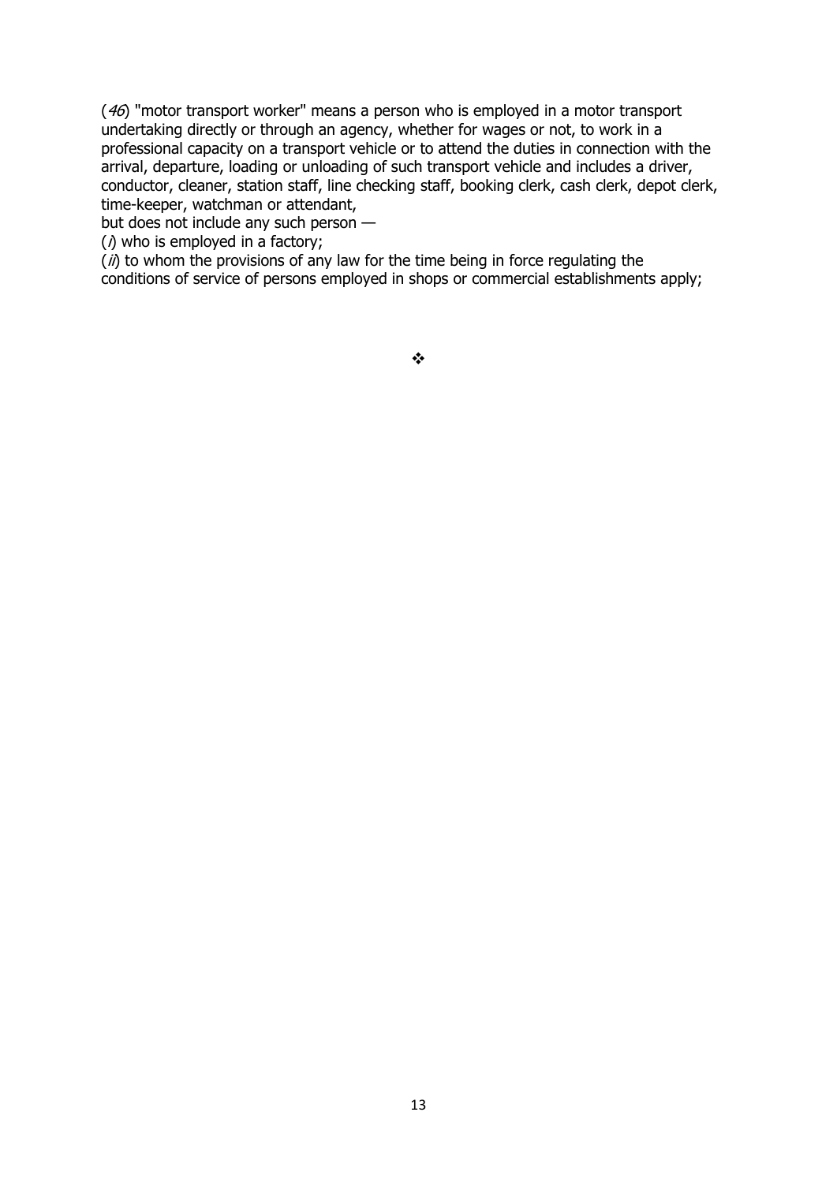(*46*) "motor transport worker" means a person who is employed in a motor transport undertaking directly or through an agency, whether for wages or not, to work in a professional capacity on a transport vehicle or to attend the duties in connection with the arrival, departure, loading or unloading of such transport vehicle and includes a driver, conductor, cleaner, station staff, line checking staff, booking clerk, cash clerk, depot clerk, time-keeper, watchman or attendant,

but does not include any such person —

(*i*) who is employed in a factory;

(*ii*) to whom the provisions of any law for the time being in force regulating the conditions of service of persons employed in shops or commercial establishments apply;

❖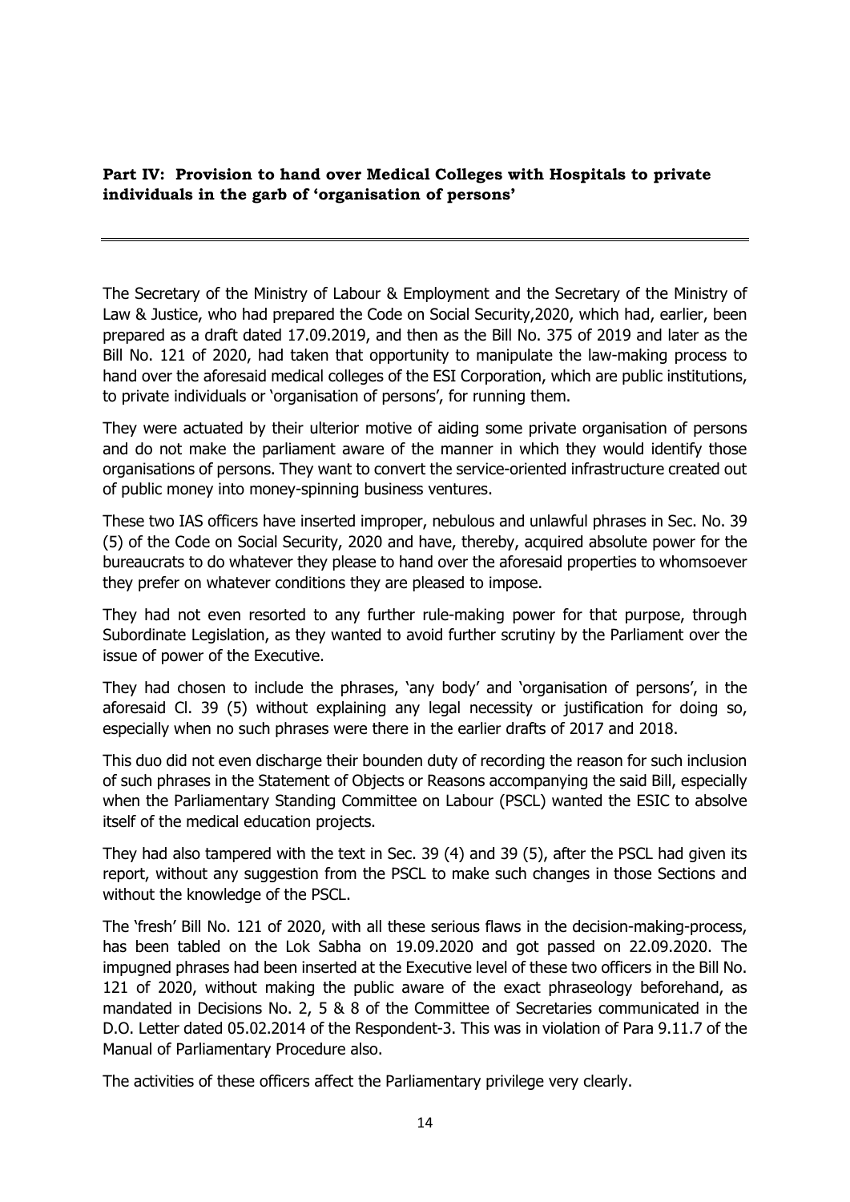**Part IV: Provision to hand over Medical Colleges with Hospitals to private individuals in the garb of 'organisation of persons'**

---

The Secretary of the Ministry of Labour & Employment and the Secretary of the Ministry of Law & Justice, who had prepared the Code on Social Security,2020, which had, earlier, been prepared as a draft dated 17.09.2019, and then as the Bill No. 375 of 2019 and later as the Bill No. 121 of 2020, had taken that opportunity to manipulate the law-making process to hand over the aforesaid medical colleges of the ESI Corporation, which are public institutions, to private individuals or 'organisation of persons', for running them.

They were actuated by their ulterior motive of aiding some private organisation of persons and do not make the parliament aware of the manner in which they would identify those organisations of persons. They want to convert the service-oriented infrastructure created out of public money into money-spinning business ventures.

These two IAS officers have inserted improper, nebulous and unlawful phrases in Sec. No. 39 (5) of the Code on Social Security, 2020 and have, thereby, acquired absolute power for the bureaucrats to do whatever they please to hand over the aforesaid properties to whomsoever they prefer on whatever conditions they are pleased to impose.

They had not even resorted to any further rule-making power for that purpose, through Subordinate Legislation, as they wanted to avoid further scrutiny by the Parliament over the issue of power of the Executive.

They had chosen to include the phrases, 'any body' and 'organisation of persons', in the aforesaid Cl. 39 (5) without explaining any legal necessity or justification for doing so, especially when no such phrases were there in the earlier drafts of 2017 and 2018.

This duo did not even discharge their bounden duty of recording the reason for such inclusion of such phrases in the Statement of Objects or Reasons accompanying the said Bill, especially when the Parliamentary Standing Committee on Labour (PSCL) wanted the ESIC to absolve itself of the medical education projects.

They had also tampered with the text in Sec. 39 (4) and 39 (5), after the PSCL had given its report, without any suggestion from the PSCL to make such changes in those Sections and without the knowledge of the PSCL.

The 'fresh' Bill No. 121 of 2020, with all these serious flaws in the decision-making-process, has been tabled on the Lok Sabha on 19.09.2020 and got passed on 22.09.2020. The impugned phrases had been inserted at the Executive level of these two officers in the Bill No. 121 of 2020, without making the public aware of the exact phraseology beforehand, as mandated in Decisions No. 2, 5 & 8 of the Committee of Secretaries communicated in the D.O. Letter dated 05.02.2014 of the Respondent-3. This was in violation of Para 9.11.7 of the Manual of Parliamentary Procedure also.

The activities of these officers affect the Parliamentary privilege very clearly.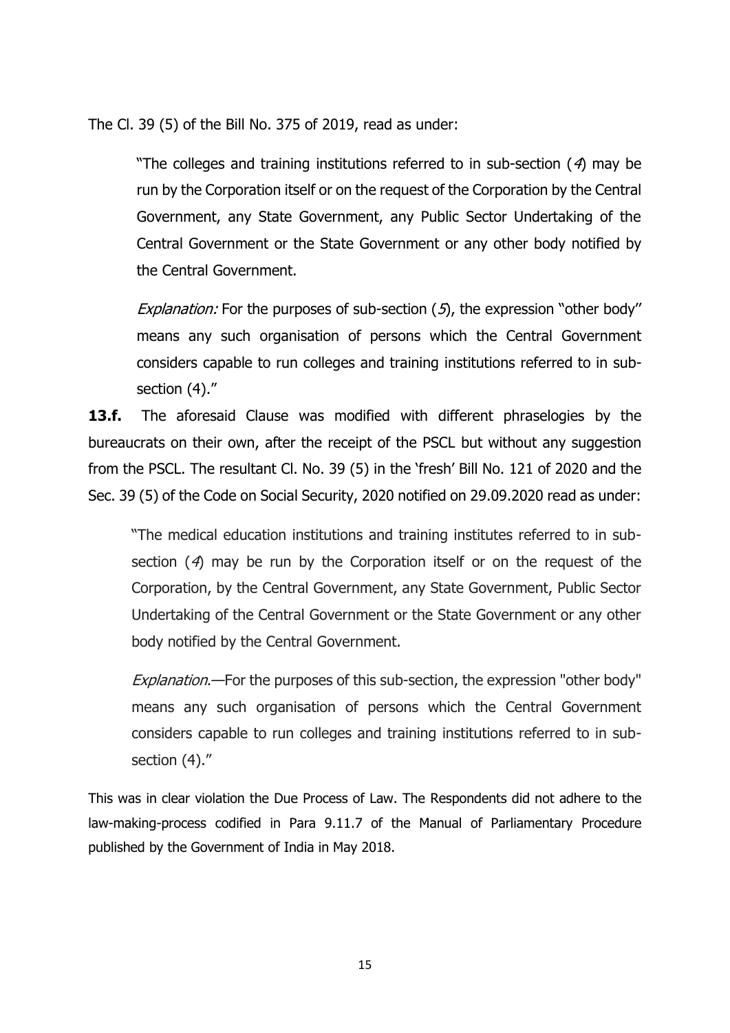The Cl. 39 (5) of the Bill No. 375 of 2019, read as under:

> "The colleges and training institutions referred to in sub-section (*4*) may be run by the Corporation itself or on the request of the Corporation by the Central Government, any State Government, any Public Sector Undertaking of the Central Government or the State Government or any other body notified by the Central Government.
>
> *Explanation:* For the purposes of sub-section (*5*), the expression "other body" means any such organisation of persons which the Central Government considers capable to run colleges and training institutions referred to in sub-section (4)."

**13.f.** The aforesaid Clause was modified with different phraselogies by the bureaucrats on their own, after the receipt of the PSCL but without any suggestion from the PSCL. The resultant Cl. No. 39 (5) in the 'fresh' Bill No. 121 of 2020 and the Sec. 39 (5) of the Code on Social Security, 2020 notified on 29.09.2020 read as under:

> "The medical education institutions and training institutes referred to in sub-section (*4*) may be run by the Corporation itself or on the request of the Corporation, by the Central Government, any State Government, Public Sector Undertaking of the Central Government or the State Government or any other body notified by the Central Government.
>
> *Explanation*.—For the purposes of this sub-section, the expression "other body" means any such organisation of persons which the Central Government considers capable to run colleges and training institutions referred to in sub-section (4)."

This was in clear violation the Due Process of Law. The Respondents did not adhere to the law-making-process codified in Para 9.11.7 of the Manual of Parliamentary Procedure published by the Government of India in May 2018.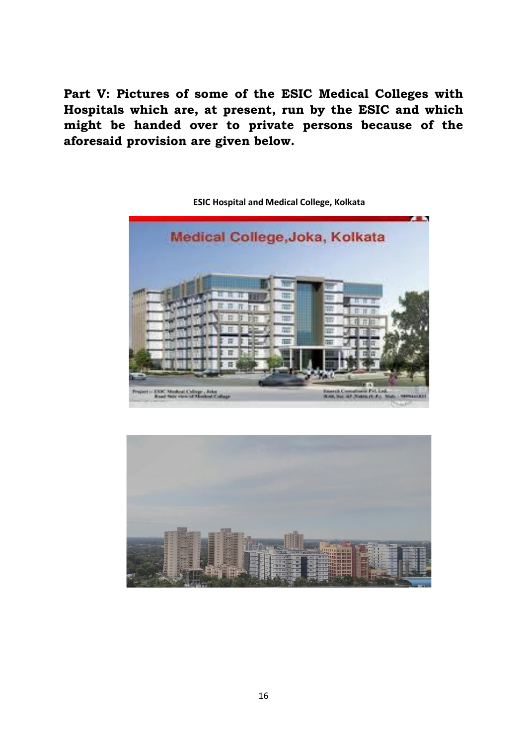**Part V: Pictures of some of the ESIC Medical Colleges with Hospitals which are, at present, run by the ESIC and which might be handed over to private persons because of the aforesaid provision are given below.**

**ESIC Hospital and Medical College, Kolkata**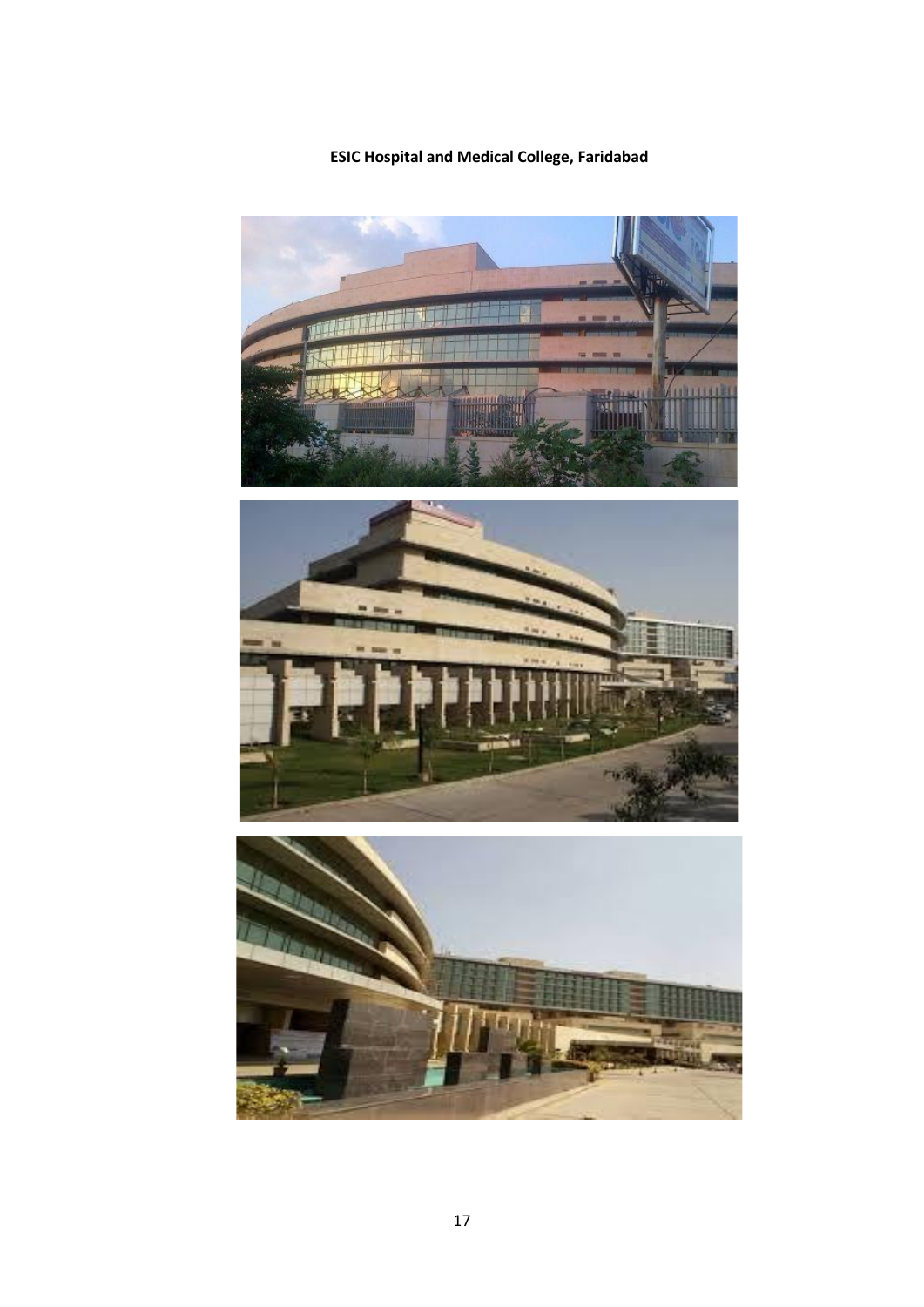**ESIC Hospital and Medical College, Faridabad**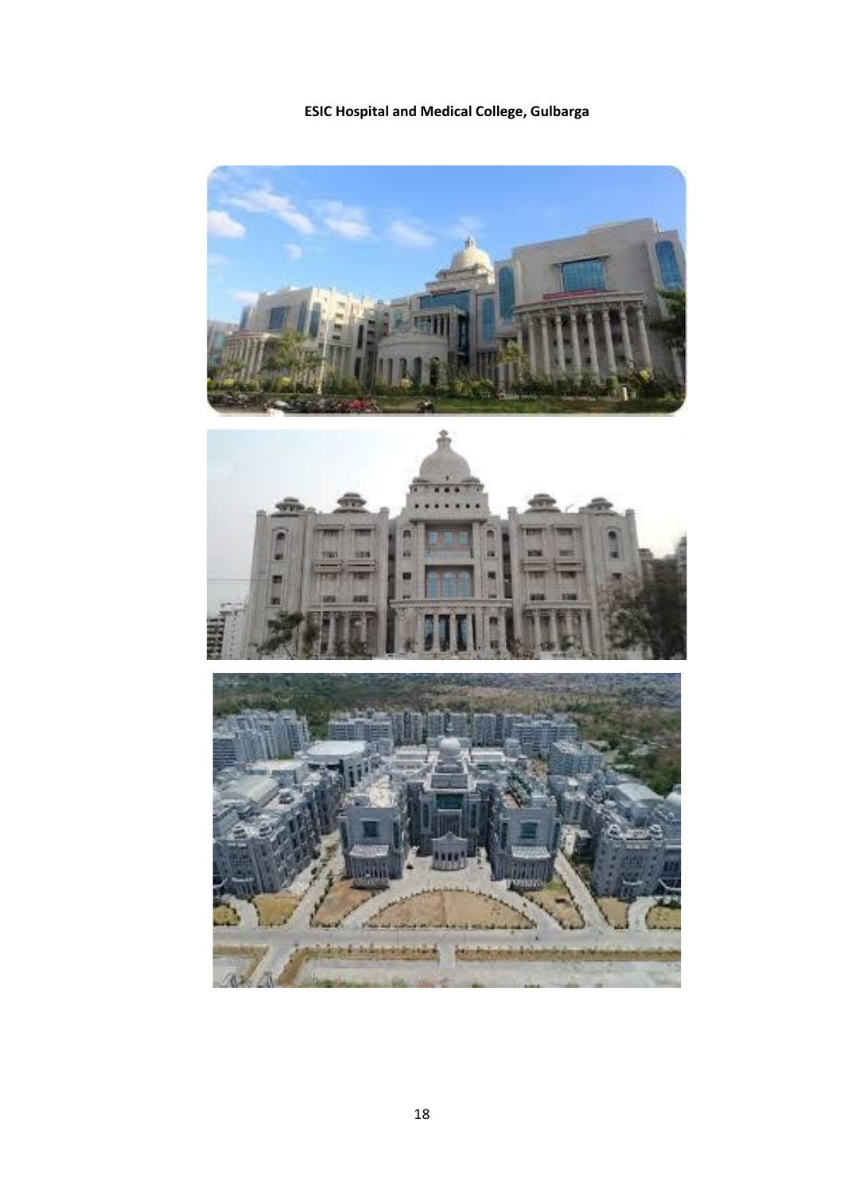**ESIC Hospital and Medical College, Gulbarga**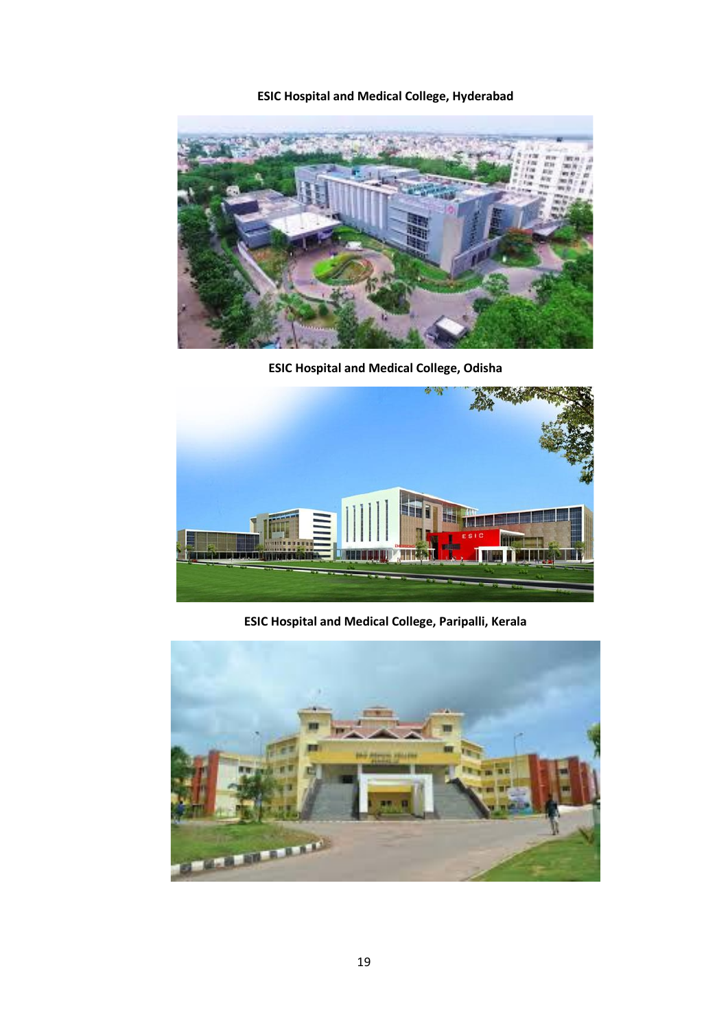**ESIC Hospital and Medical College, Hyderabad**

**ESIC Hospital and Medical College, Odisha**

**ESIC Hospital and Medical College, Paripalli, Kerala**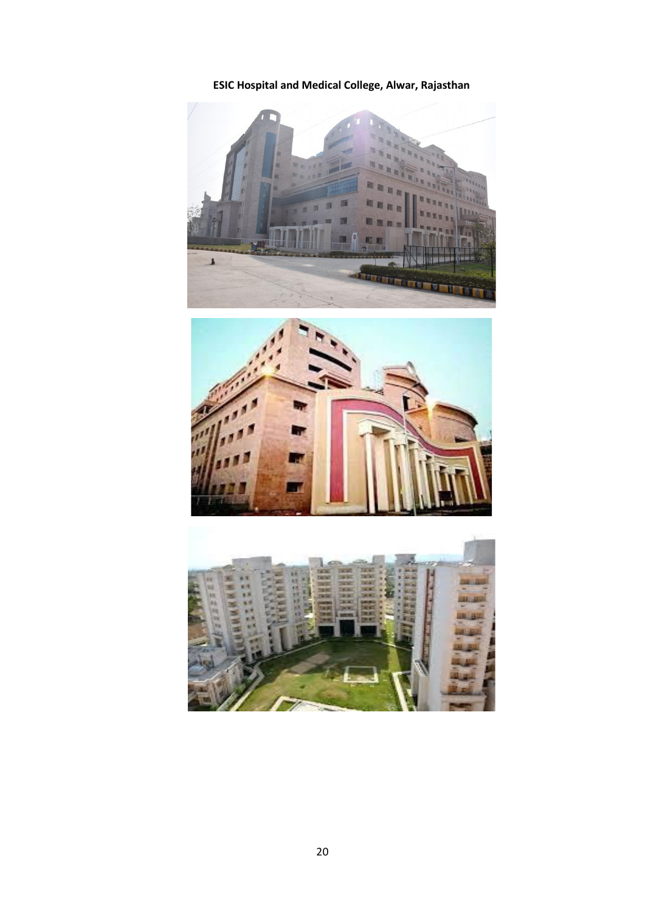**ESIC Hospital and Medical College, Alwar, Rajasthan**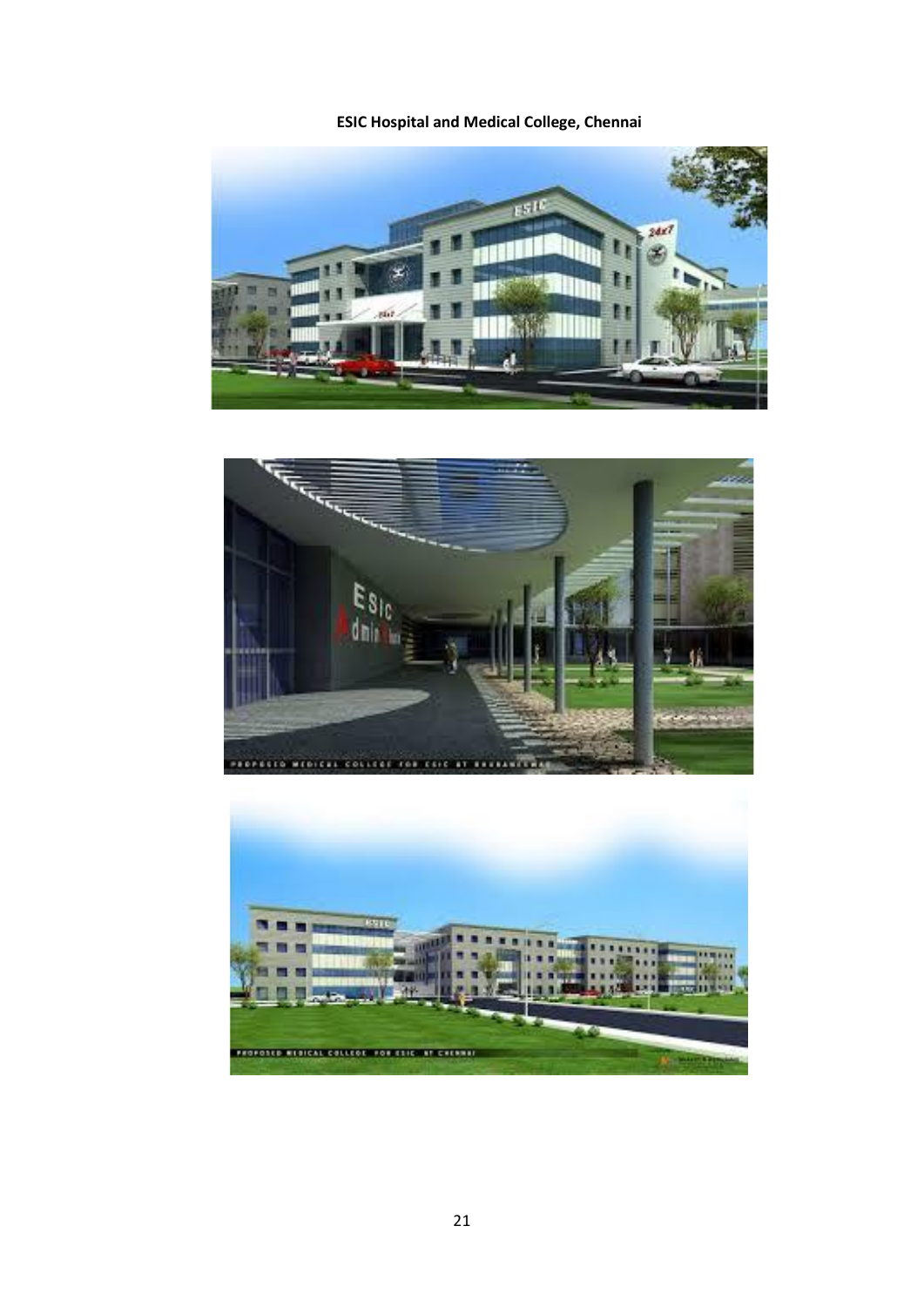**ESIC Hospital and Medical College, Chennai**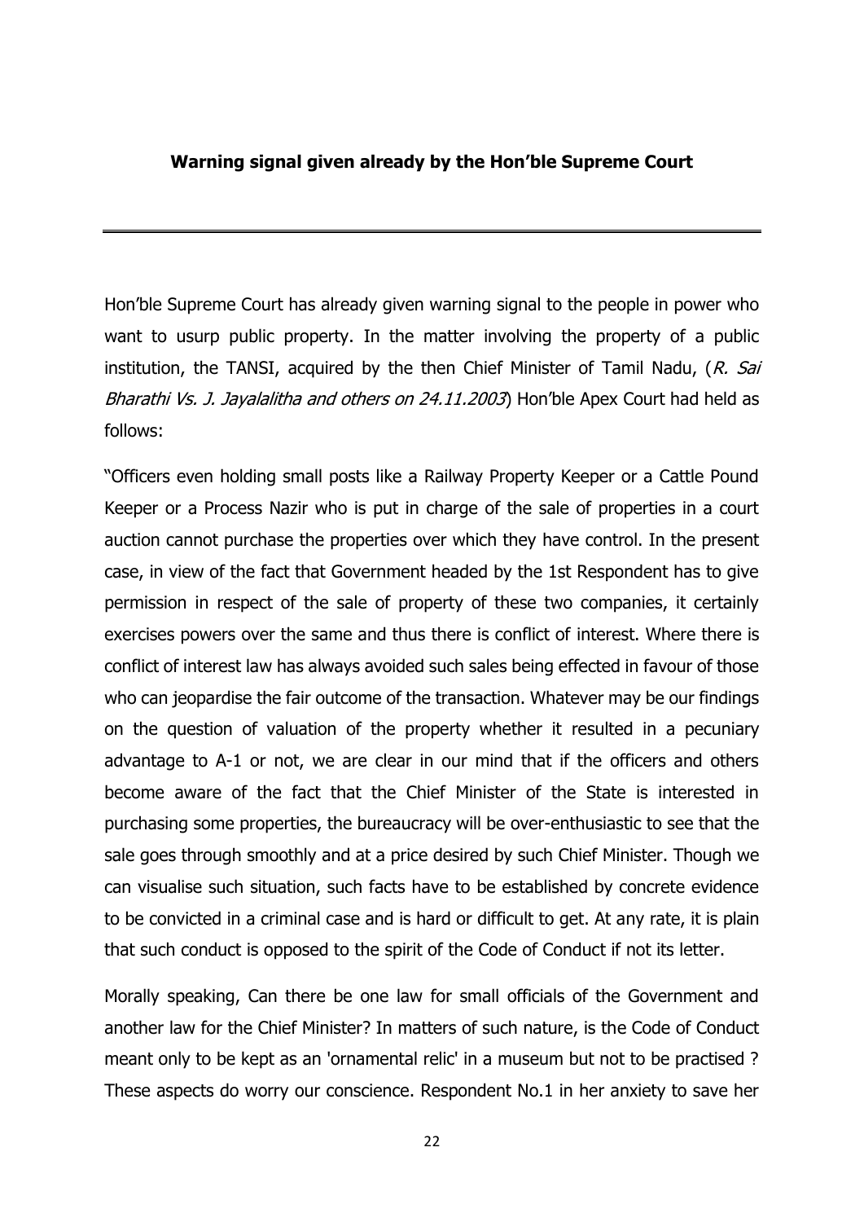## **Warning signal given already by the Hon'ble Supreme Court**

---

Hon'ble Supreme Court has already given warning signal to the people in power who want to usurp public property. In the matter involving the property of a public institution, the TANSI, acquired by the then Chief Minister of Tamil Nadu, (*R. Sai Bharathi Vs. J. Jayalalitha and others on 24.11.2003*) Hon'ble Apex Court had held as follows:

"Officers even holding small posts like a Railway Property Keeper or a Cattle Pound Keeper or a Process Nazir who is put in charge of the sale of properties in a court auction cannot purchase the properties over which they have control. In the present case, in view of the fact that Government headed by the 1st Respondent has to give permission in respect of the sale of property of these two companies, it certainly exercises powers over the same and thus there is conflict of interest. Where there is conflict of interest law has always avoided such sales being effected in favour of those who can jeopardise the fair outcome of the transaction. Whatever may be our findings on the question of valuation of the property whether it resulted in a pecuniary advantage to A-1 or not, we are clear in our mind that if the officers and others become aware of the fact that the Chief Minister of the State is interested in purchasing some properties, the bureaucracy will be over-enthusiastic to see that the sale goes through smoothly and at a price desired by such Chief Minister. Though we can visualise such situation, such facts have to be established by concrete evidence to be convicted in a criminal case and is hard or difficult to get. At any rate, it is plain that such conduct is opposed to the spirit of the Code of Conduct if not its letter.

Morally speaking, Can there be one law for small officials of the Government and another law for the Chief Minister? In matters of such nature, is the Code of Conduct meant only to be kept as an 'ornamental relic' in a museum but not to be practised ? These aspects do worry our conscience. Respondent No.1 in her anxiety to save her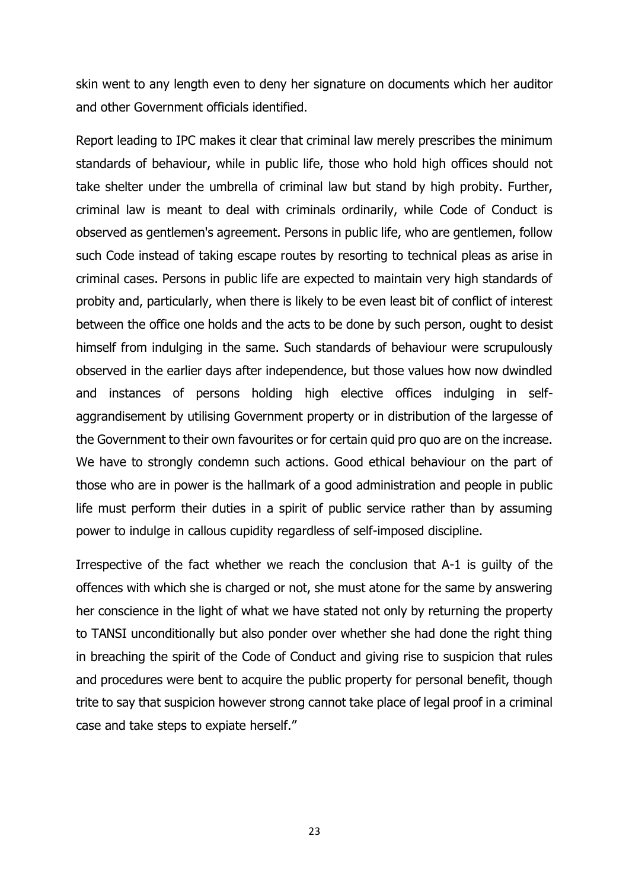skin went to any length even to deny her signature on documents which her auditor and other Government officials identified.

Report leading to IPC makes it clear that criminal law merely prescribes the minimum standards of behaviour, while in public life, those who hold high offices should not take shelter under the umbrella of criminal law but stand by high probity. Further, criminal law is meant to deal with criminals ordinarily, while Code of Conduct is observed as gentlemen's agreement. Persons in public life, who are gentlemen, follow such Code instead of taking escape routes by resorting to technical pleas as arise in criminal cases. Persons in public life are expected to maintain very high standards of probity and, particularly, when there is likely to be even least bit of conflict of interest between the office one holds and the acts to be done by such person, ought to desist himself from indulging in the same. Such standards of behaviour were scrupulously observed in the earlier days after independence, but those values how now dwindled and instances of persons holding high elective offices indulging in self-aggrandisement by utilising Government property or in distribution of the largesse of the Government to their own favourites or for certain quid pro quo are on the increase. We have to strongly condemn such actions. Good ethical behaviour on the part of those who are in power is the hallmark of a good administration and people in public life must perform their duties in a spirit of public service rather than by assuming power to indulge in callous cupidity regardless of self-imposed discipline.

Irrespective of the fact whether we reach the conclusion that A-1 is guilty of the offences with which she is charged or not, she must atone for the same by answering her conscience in the light of what we have stated not only by returning the property to TANSI unconditionally but also ponder over whether she had done the right thing in breaching the spirit of the Code of Conduct and giving rise to suspicion that rules and procedures were bent to acquire the public property for personal benefit, though trite to say that suspicion however strong cannot take place of legal proof in a criminal case and take steps to expiate herself."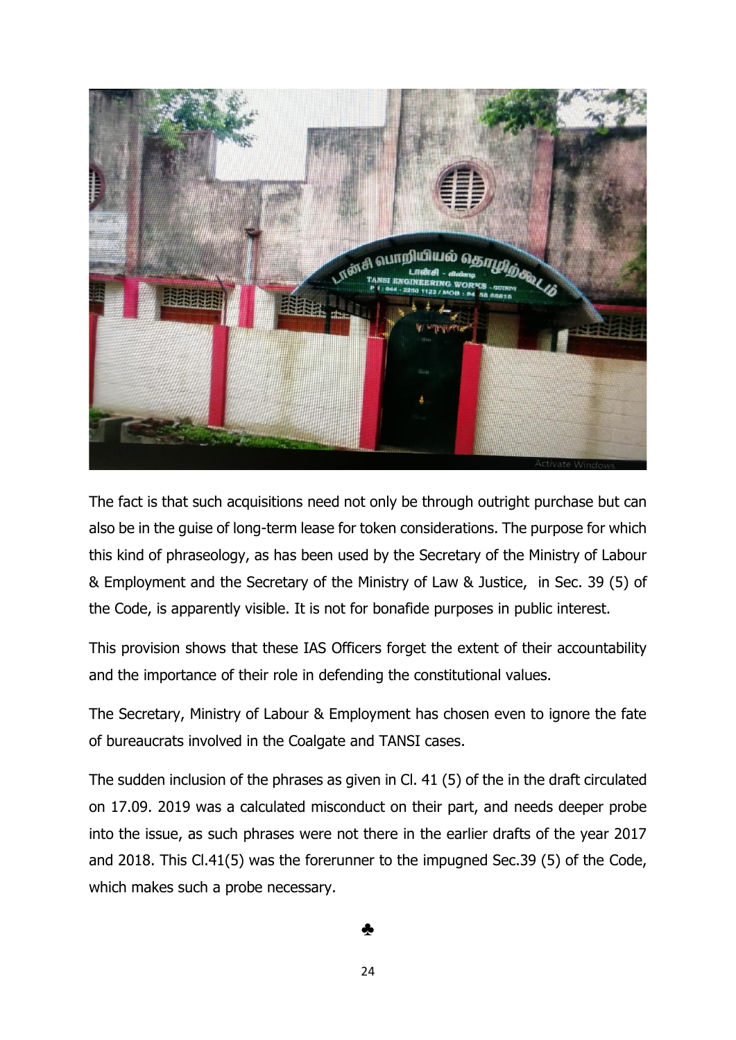The fact is that such acquisitions need not only be through outright purchase but can also be in the guise of long-term lease for token considerations. The purpose for which this kind of phraseology, as has been used by the Secretary of the Ministry of Labour & Employment and the Secretary of the Ministry of Law & Justice, in Sec. 39 (5) of the Code, is apparently visible. It is not for bonafide purposes in public interest.

This provision shows that these IAS Officers forget the extent of their accountability and the importance of their role in defending the constitutional values.

The Secretary, Ministry of Labour & Employment has chosen even to ignore the fate of bureaucrats involved in the Coalgate and TANSI cases.

The sudden inclusion of the phrases as given in Cl. 41 (5) of the in the draft circulated on 17.09. 2019 was a calculated misconduct on their part, and needs deeper probe into the issue, as such phrases were not there in the earlier drafts of the year 2017 and 2018. This Cl.41(5) was the forerunner to the impugned Sec.39 (5) of the Code, which makes such a probe necessary.

♣